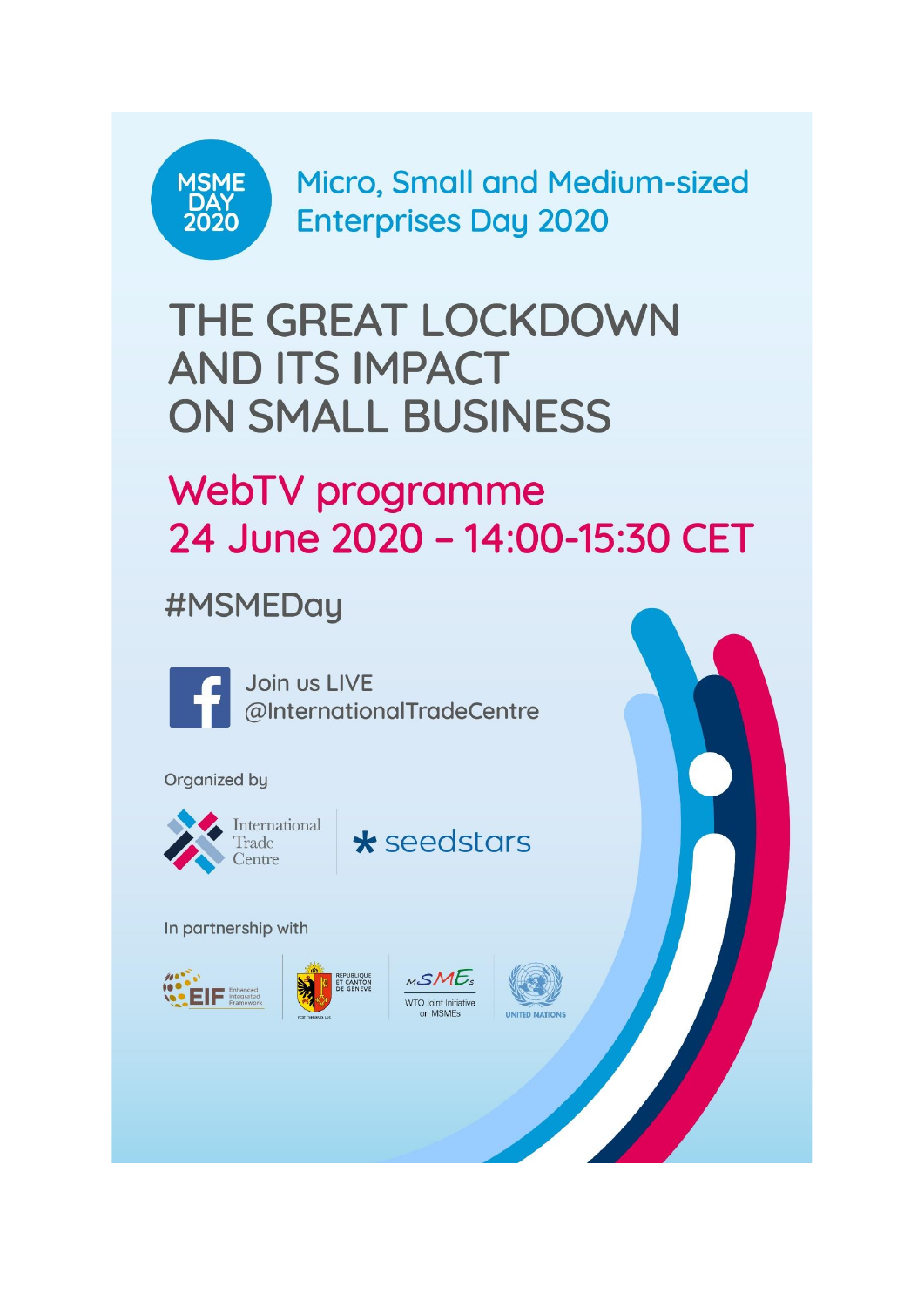MSME DAY 2020

Micro, Small and Medium-sized Enterprises Day 2020

# THE GREAT LOCKDOWN AND ITS IMPACT ON SMALL BUSINESS

## WebTV programme
## 24 June 2020 – 14:00-15:30 CET

#MSMEDay

Join us LIVE
@InternationalTradeCentre

Organized by

International Trade Centre

seedstars

In partnership with

EIF Enhanced Integrated Framework

République et Canton de Genève

MSMEs WTO Joint Initiative on MSMEs

United Nations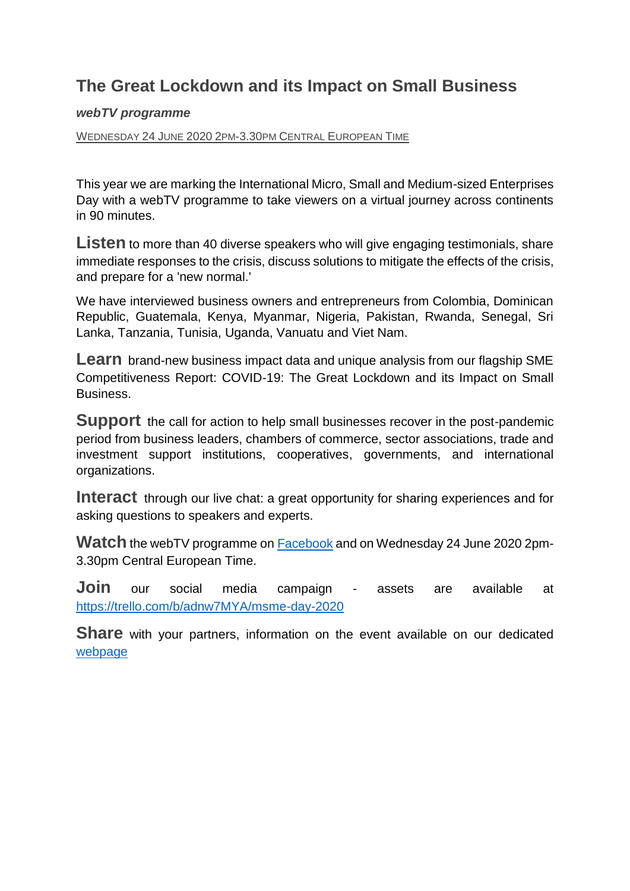# The Great Lockdown and its Impact on Small Business

***webTV programme***

WEDNESDAY 24 JUNE 2020 2PM-3.30PM CENTRAL EUROPEAN TIME

This year we are marking the International Micro, Small and Medium-sized Enterprises Day with a webTV programme to take viewers on a virtual journey across continents in 90 minutes.

**Listen** to more than 40 diverse speakers who will give engaging testimonials, share immediate responses to the crisis, discuss solutions to mitigate the effects of the crisis, and prepare for a 'new normal.'

We have interviewed business owners and entrepreneurs from Colombia, Dominican Republic, Guatemala, Kenya, Myanmar, Nigeria, Pakistan, Rwanda, Senegal, Sri Lanka, Tanzania, Tunisia, Uganda, Vanuatu and Viet Nam.

**Learn** brand-new business impact data and unique analysis from our flagship SME Competitiveness Report: COVID-19: The Great Lockdown and its Impact on Small Business.

**Support** the call for action to help small businesses recover in the post-pandemic period from business leaders, chambers of commerce, sector associations, trade and investment support institutions, cooperatives, governments, and international organizations.

**Interact** through our live chat: a great opportunity for sharing experiences and for asking questions to speakers and experts.

**Watch** the webTV programme on Facebook and on Wednesday 24 June 2020 2pm-3.30pm Central European Time.

**Join** our social media campaign - assets are available at https://trello.com/b/adnw7MYA/msme-day-2020

**Share** with your partners, information on the event available on our dedicated webpage